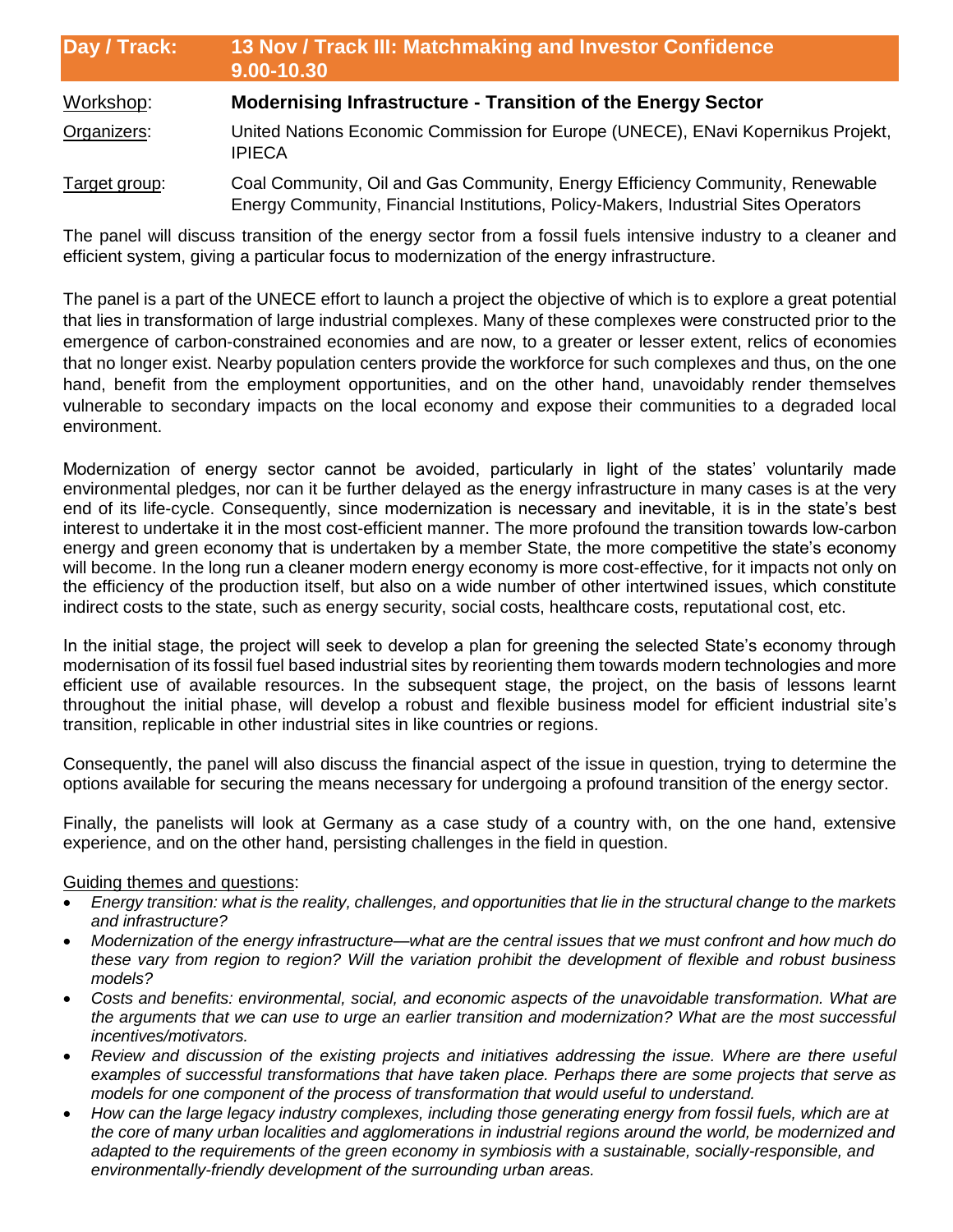| Day / Track: | 13 Nov / Track III: Matchmaking and Investor Confidence 9.00-10.30 |
|---|---|
| Workshop: | **Modernising Infrastructure - Transition of the Energy Sector** |
| Organizers: | United Nations Economic Commission for Europe (UNECE), ENavi Kopernikus Projekt, IPIECA |
| Target group: | Coal Community, Oil and Gas Community, Energy Efficiency Community, Renewable Energy Community, Financial Institutions, Policy-Makers, Industrial Sites Operators |

The panel will discuss transition of the energy sector from a fossil fuels intensive industry to a cleaner and efficient system, giving a particular focus to modernization of the energy infrastructure.

The panel is a part of the UNECE effort to launch a project the objective of which is to explore a great potential that lies in transformation of large industrial complexes. Many of these complexes were constructed prior to the emergence of carbon-constrained economies and are now, to a greater or lesser extent, relics of economies that no longer exist. Nearby population centers provide the workforce for such complexes and thus, on the one hand, benefit from the employment opportunities, and on the other hand, unavoidably render themselves vulnerable to secondary impacts on the local economy and expose their communities to a degraded local environment.

Modernization of energy sector cannot be avoided, particularly in light of the states' voluntarily made environmental pledges, nor can it be further delayed as the energy infrastructure in many cases is at the very end of its life-cycle. Consequently, since modernization is necessary and inevitable, it is in the state's best interest to undertake it in the most cost-efficient manner. The more profound the transition towards low-carbon energy and green economy that is undertaken by a member State, the more competitive the state's economy will become. In the long run a cleaner modern energy economy is more cost-effective, for it impacts not only on the efficiency of the production itself, but also on a wide number of other intertwined issues, which constitute indirect costs to the state, such as energy security, social costs, healthcare costs, reputational cost, etc.

In the initial stage, the project will seek to develop a plan for greening the selected State's economy through modernisation of its fossil fuel based industrial sites by reorienting them towards modern technologies and more efficient use of available resources. In the subsequent stage, the project, on the basis of lessons learnt throughout the initial phase, will develop a robust and flexible business model for efficient industrial site's transition, replicable in other industrial sites in like countries or regions.

Consequently, the panel will also discuss the financial aspect of the issue in question, trying to determine the options available for securing the means necessary for undergoing a profound transition of the energy sector.

Finally, the panelists will look at Germany as a case study of a country with, on the one hand, extensive experience, and on the other hand, persisting challenges in the field in question.

Guiding themes and questions:

- *Energy transition: what is the reality, challenges, and opportunities that lie in the structural change to the markets and infrastructure?*
- *Modernization of the energy infrastructure—what are the central issues that we must confront and how much do these vary from region to region? Will the variation prohibit the development of flexible and robust business models?*
- *Costs and benefits: environmental, social, and economic aspects of the unavoidable transformation. What are the arguments that we can use to urge an earlier transition and modernization? What are the most successful incentives/motivators.*
- *Review and discussion of the existing projects and initiatives addressing the issue. Where are there useful examples of successful transformations that have taken place. Perhaps there are some projects that serve as models for one component of the process of transformation that would useful to understand.*
- *How can the large legacy industry complexes, including those generating energy from fossil fuels, which are at the core of many urban localities and agglomerations in industrial regions around the world, be modernized and adapted to the requirements of the green economy in symbiosis with a sustainable, socially-responsible, and environmentally-friendly development of the surrounding urban areas.*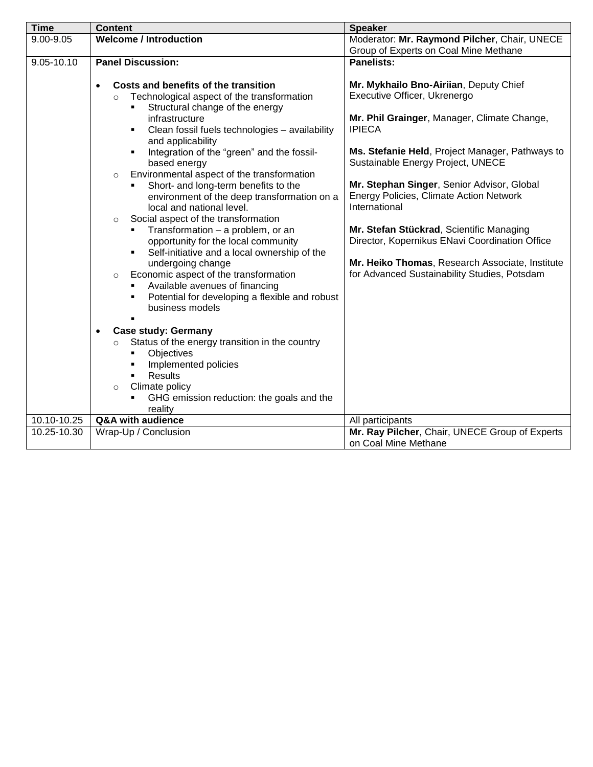| Time | Content | Speaker |
|---|---|---|
| 9.00-9.05 | **Welcome / Introduction** | Moderator: **Mr. Raymond Pilcher**, Chair, UNECE Group of Experts on Coal Mine Methane |
| 9.05-10.10 | **Panel Discussion:**<br><br>• **Costs and benefits of the transition**<br>  ○ Technological aspect of the transformation<br>    ▪ Structural change of the energy infrastructure<br>    ▪ Clean fossil fuels technologies – availability and applicability<br>    ▪ Integration of the "green" and the fossil-based energy<br>  ○ Environmental aspect of the transformation<br>    ▪ Short- and long-term benefits to the environment of the deep transformation on a local and national level.<br>  ○ Social aspect of the transformation<br>    ▪ Transformation – a problem, or an opportunity for the local community<br>    ▪ Self-initiative and a local ownership of the undergoing change<br>  ○ Economic aspect of the transformation<br>    ▪ Available avenues of financing<br>    ▪ Potential for developing a flexible and robust business models<br>    ▪<br>• **Case study: Germany**<br>  ○ Status of the energy transition in the country<br>    ▪ Objectives<br>    ▪ Implemented policies<br>    ▪ Results<br>  ○ Climate policy<br>    ▪ GHG emission reduction: the goals and the reality | **Panelists:**<br><br>**Mr. Mykhailo Bno-Airiian**, Deputy Chief Executive Officer, Ukrenergo<br><br>**Mr. Phil Grainger**, Manager, Climate Change, IPIECA<br><br>**Ms. Stefanie Held**, Project Manager, Pathways to Sustainable Energy Project, UNECE<br><br>**Mr. Stephan Singer**, Senior Advisor, Global Energy Policies, Climate Action Network International<br><br>**Mr. Stefan Stückrad**, Scientific Managing Director, Kopernikus ENavi Coordination Office<br><br>**Mr. Heiko Thomas**, Research Associate, Institute for Advanced Sustainability Studies, Potsdam |
| 10.10-10.25 | **Q&A with audience** | All participants |
| 10.25-10.30 | Wrap-Up / Conclusion | **Mr. Ray Pilcher**, Chair, UNECE Group of Experts on Coal Mine Methane |